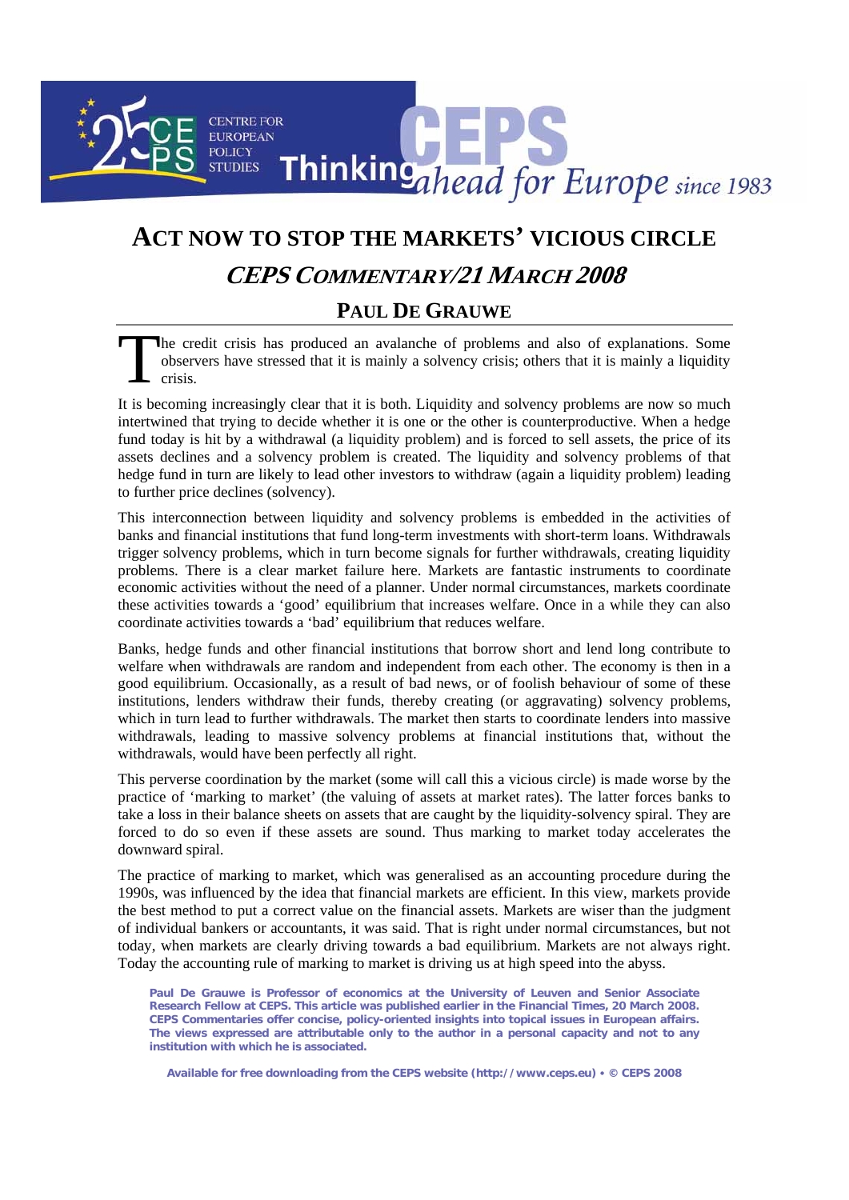# ACT NOW TO STOP THE MARKETS' VICIOUS CIRCLE

## *CEPS COMMENTARY/21 MARCH 2008*

### PAUL DE GRAUWE

The credit crisis has produced an avalanche of problems and also of explanations. Some observers have stressed that it is mainly a solvency crisis; others that it is mainly a liquidity crisis.

It is becoming increasingly clear that it is both. Liquidity and solvency problems are now so much intertwined that trying to decide whether it is one or the other is counterproductive. When a hedge fund today is hit by a withdrawal (a liquidity problem) and is forced to sell assets, the price of its assets declines and a solvency problem is created. The liquidity and solvency problems of that hedge fund in turn are likely to lead other investors to withdraw (again a liquidity problem) leading to further price declines (solvency).

This interconnection between liquidity and solvency problems is embedded in the activities of banks and financial institutions that fund long-term investments with short-term loans. Withdrawals trigger solvency problems, which in turn become signals for further withdrawals, creating liquidity problems. There is a clear market failure here. Markets are fantastic instruments to coordinate economic activities without the need of a planner. Under normal circumstances, markets coordinate these activities towards a 'good' equilibrium that increases welfare. Once in a while they can also coordinate activities towards a 'bad' equilibrium that reduces welfare.

Banks, hedge funds and other financial institutions that borrow short and lend long contribute to welfare when withdrawals are random and independent from each other. The economy is then in a good equilibrium. Occasionally, as a result of bad news, or of foolish behaviour of some of these institutions, lenders withdraw their funds, thereby creating (or aggravating) solvency problems, which in turn lead to further withdrawals. The market then starts to coordinate lenders into massive withdrawals, leading to massive solvency problems at financial institutions that, without the withdrawals, would have been perfectly all right.

This perverse coordination by the market (some will call this a vicious circle) is made worse by the practice of 'marking to market' (the valuing of assets at market rates). The latter forces banks to take a loss in their balance sheets on assets that are caught by the liquidity-solvency spiral. They are forced to do so even if these assets are sound. Thus marking to market today accelerates the downward spiral.

The practice of marking to market, which was generalised as an accounting procedure during the 1990s, was influenced by the idea that financial markets are efficient. In this view, markets provide the best method to put a correct value on the financial assets. Markets are wiser than the judgment of individual bankers or accountants, it was said. That is right under normal circumstances, but not today, when markets are clearly driving towards a bad equilibrium. Markets are not always right. Today the accounting rule of marking to market is driving us at high speed into the abyss.

**Paul De Grauwe is Professor of economics at the University of Leuven and Senior Associate Research Fellow at CEPS. This article was published earlier in the Financial Times, 20 March 2008. CEPS Commentaries offer concise, policy-oriented insights into topical issues in European affairs. The views expressed are attributable only to the author in a personal capacity and not to any institution with which he is associated.**

**Available for free downloading from the CEPS website (http://www.ceps.eu) • © CEPS 2008**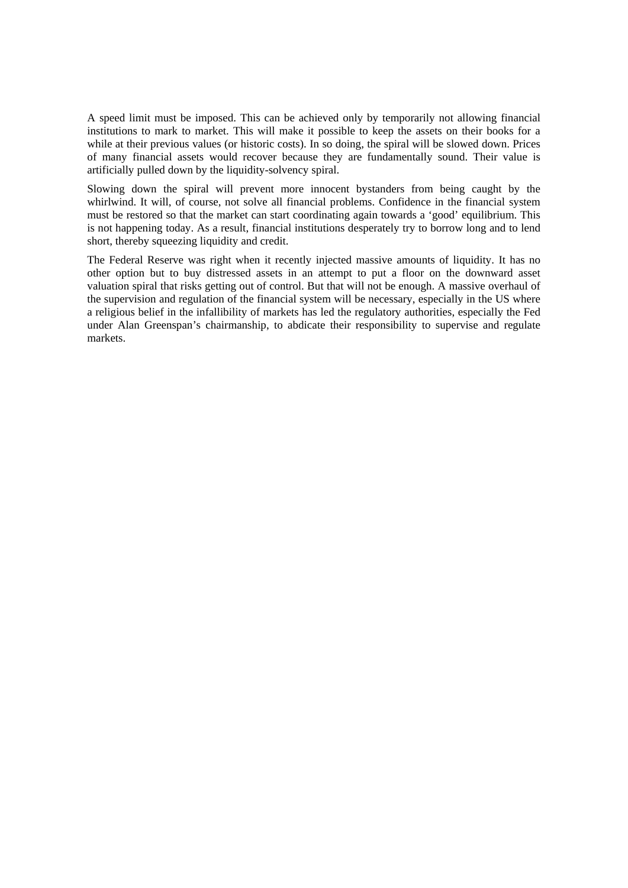A speed limit must be imposed. This can be achieved only by temporarily not allowing financial institutions to mark to market. This will make it possible to keep the assets on their books for a while at their previous values (or historic costs). In so doing, the spiral will be slowed down. Prices of many financial assets would recover because they are fundamentally sound. Their value is artificially pulled down by the liquidity-solvency spiral.

Slowing down the spiral will prevent more innocent bystanders from being caught by the whirlwind. It will, of course, not solve all financial problems. Confidence in the financial system must be restored so that the market can start coordinating again towards a 'good' equilibrium. This is not happening today. As a result, financial institutions desperately try to borrow long and to lend short, thereby squeezing liquidity and credit.

The Federal Reserve was right when it recently injected massive amounts of liquidity. It has no other option but to buy distressed assets in an attempt to put a floor on the downward asset valuation spiral that risks getting out of control. But that will not be enough. A massive overhaul of the supervision and regulation of the financial system will be necessary, especially in the US where a religious belief in the infallibility of markets has led the regulatory authorities, especially the Fed under Alan Greenspan's chairmanship, to abdicate their responsibility to supervise and regulate markets.